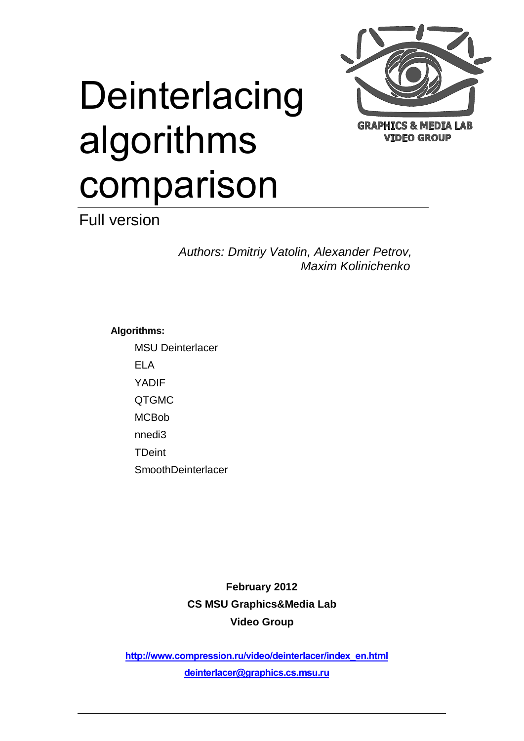# Deinterlacing algorithms comparison

GRAPHICS & MEDIA LAB
VIDEO GROUP

Full version

*Authors: Dmitriy Vatolin, Alexander Petrov, Maxim Kolinichenko*

**Algorithms:**

- MSU Deinterlacer
- ELA
- YADIF
- QTGMC
- MCBob
- nnedi3
- TDeint
- SmoothDeinterlacer

**February 2012**

**CS MSU Graphics&Media Lab**

**Video Group**

**http://www.compression.ru/video/deinterlacer/index_en.html**

**deinterlacer@graphics.cs.msu.ru**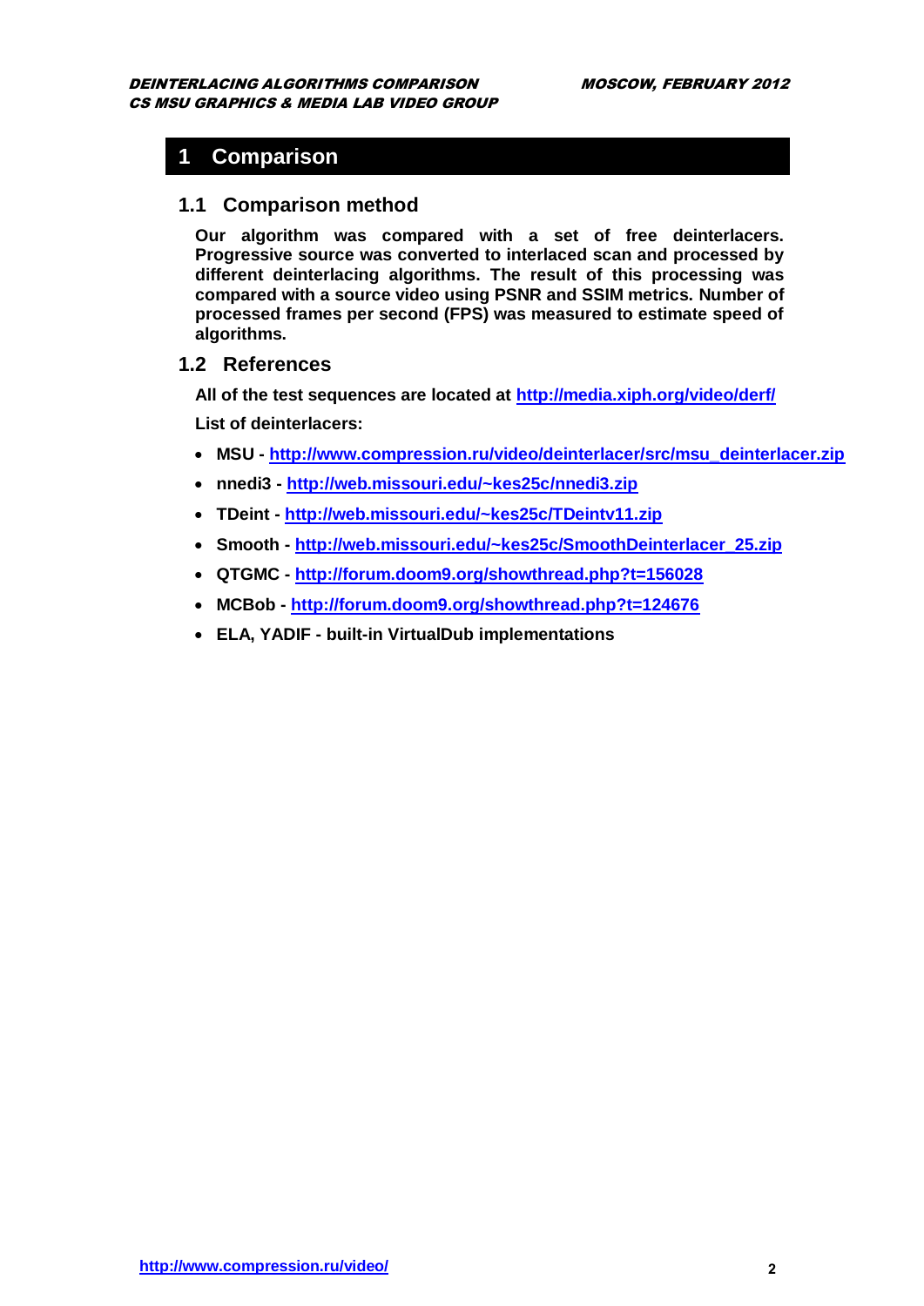# 1 Comparison

## 1.1 Comparison method

**Our algorithm was compared with a set of free deinterlacers. Progressive source was converted to interlaced scan and processed by different deinterlacing algorithms. The result of this processing was compared with a source video using PSNR and SSIM metrics. Number of processed frames per second (FPS) was measured to estimate speed of algorithms.**

## 1.2 References

**All of the test sequences are located at http://media.xiph.org/video/derf/**

**List of deinterlacers:**

- **MSU - http://www.compression.ru/video/deinterlacer/src/msu_deinterlacer.zip**
- **nnedi3 - http://web.missouri.edu/~kes25c/nnedi3.zip**
- **TDeint - http://web.missouri.edu/~kes25c/TDeintv11.zip**
- **Smooth - http://web.missouri.edu/~kes25c/SmoothDeinterlacer_25.zip**
- **QTGMC - http://forum.doom9.org/showthread.php?t=156028**
- **MCBob - http://forum.doom9.org/showthread.php?t=124676**
- **ELA, YADIF - built-in VirtualDub implementations**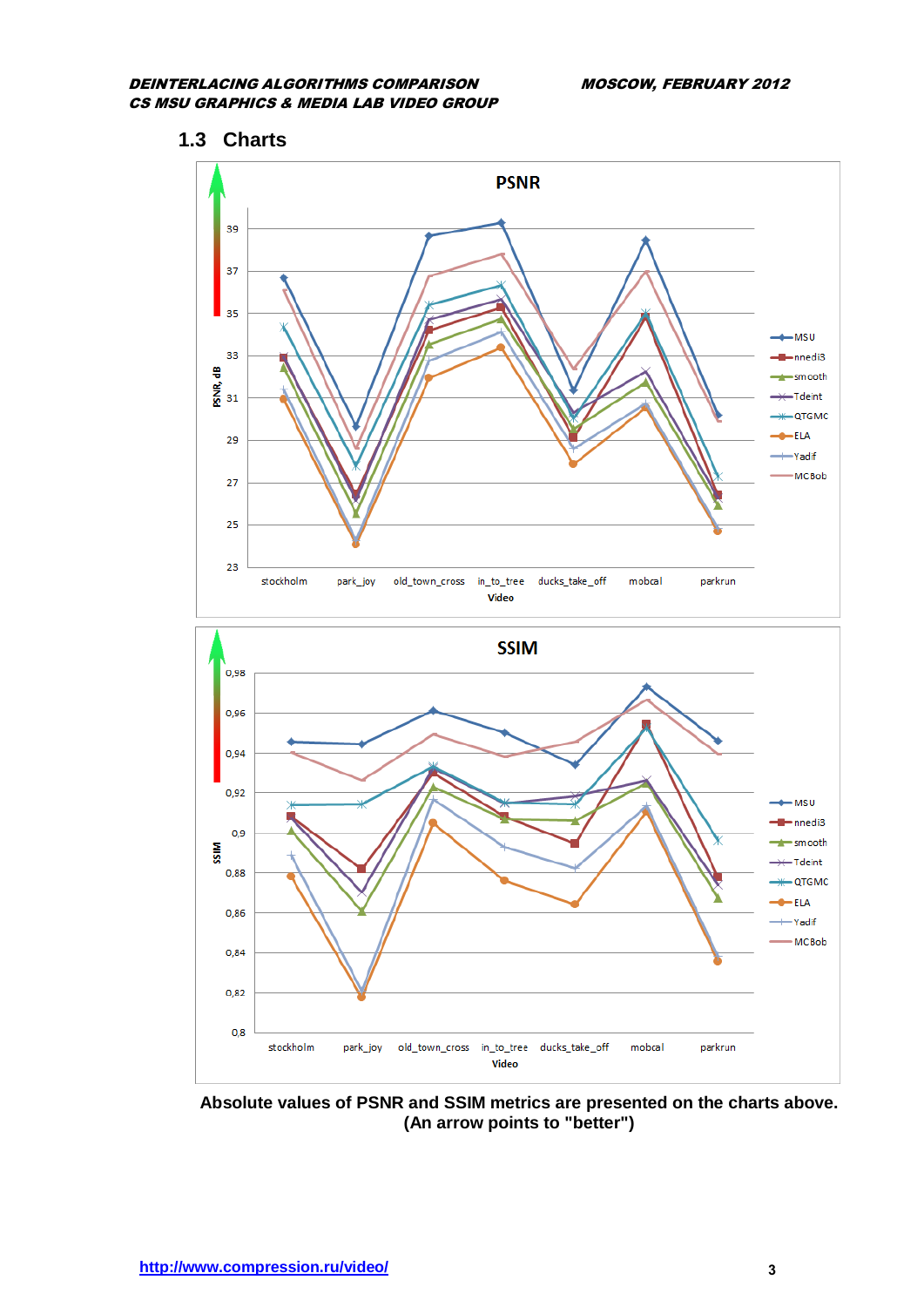## 1.3 Charts

Absolute values of PSNR and SSIM metrics are presented on the charts above. (An arrow points to "better")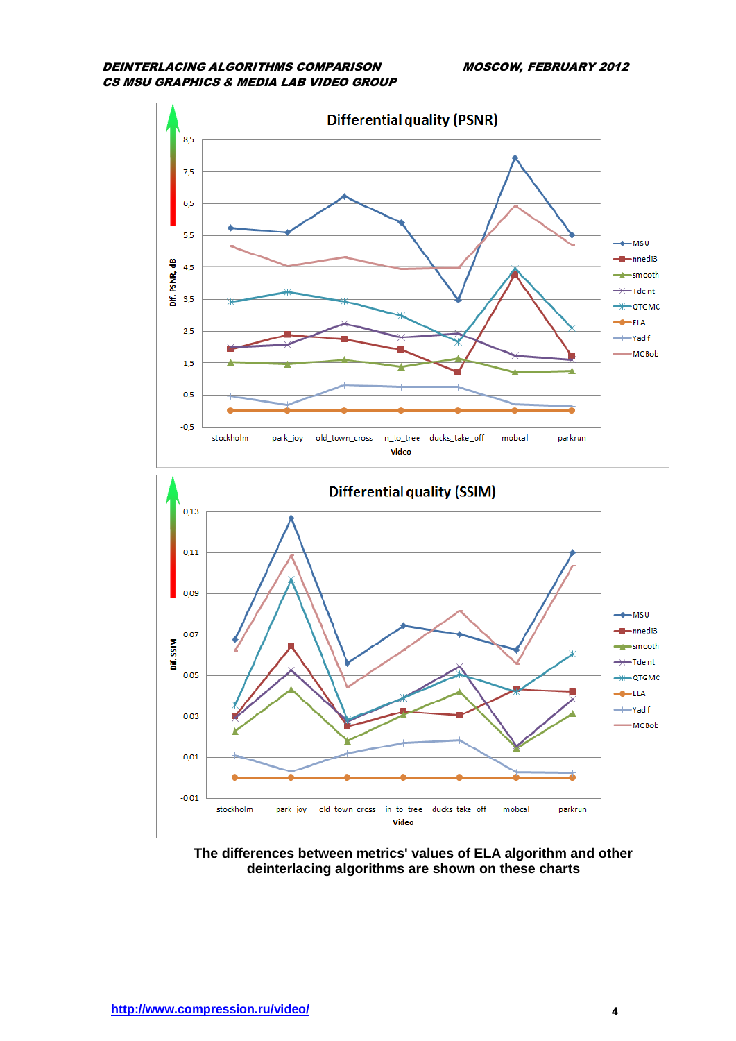**Differential quality (PSNR)**

**Differential quality (SSIM)**

**The differences between metrics' values of ELA algorithm and other deinterlacing algorithms are shown on these charts**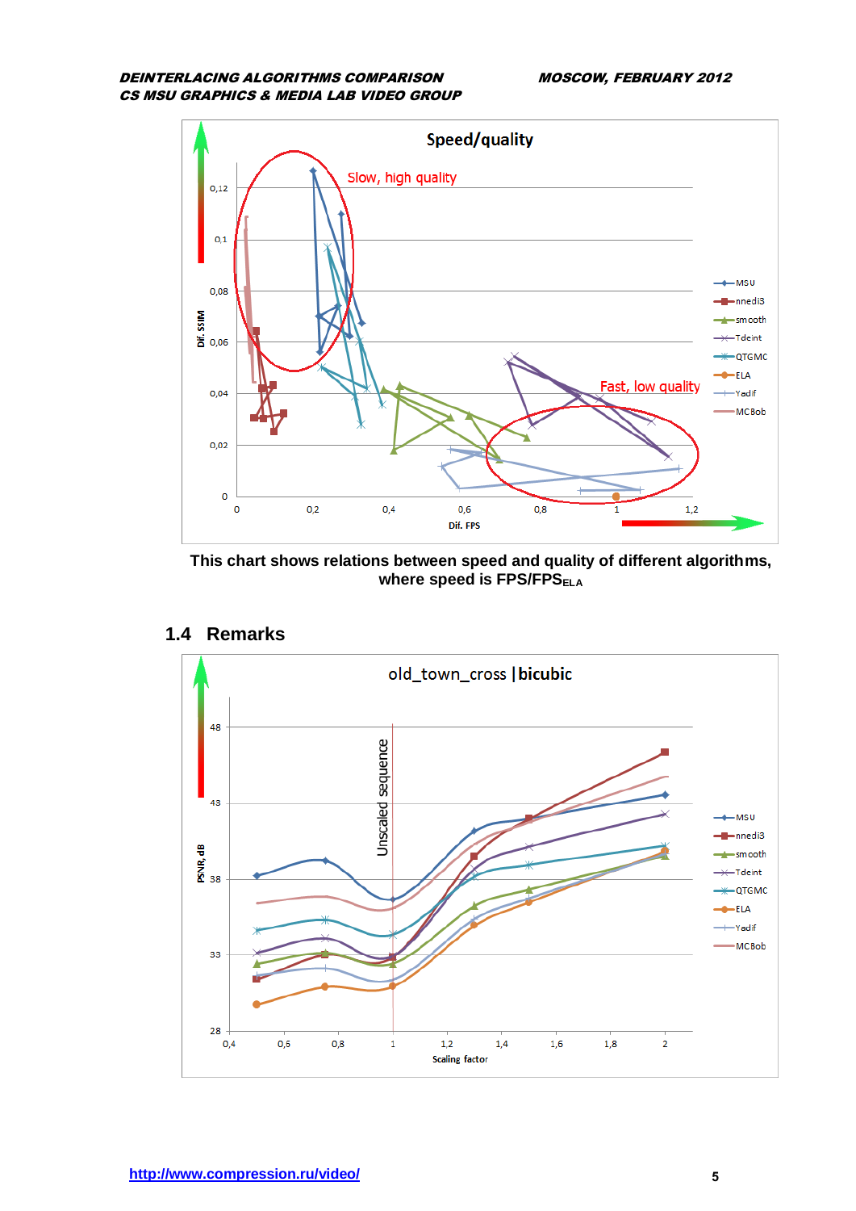This chart shows relations between speed and quality of different algorithms, where speed is $FPS/FPS_{ELA}$

## 1.4 Remarks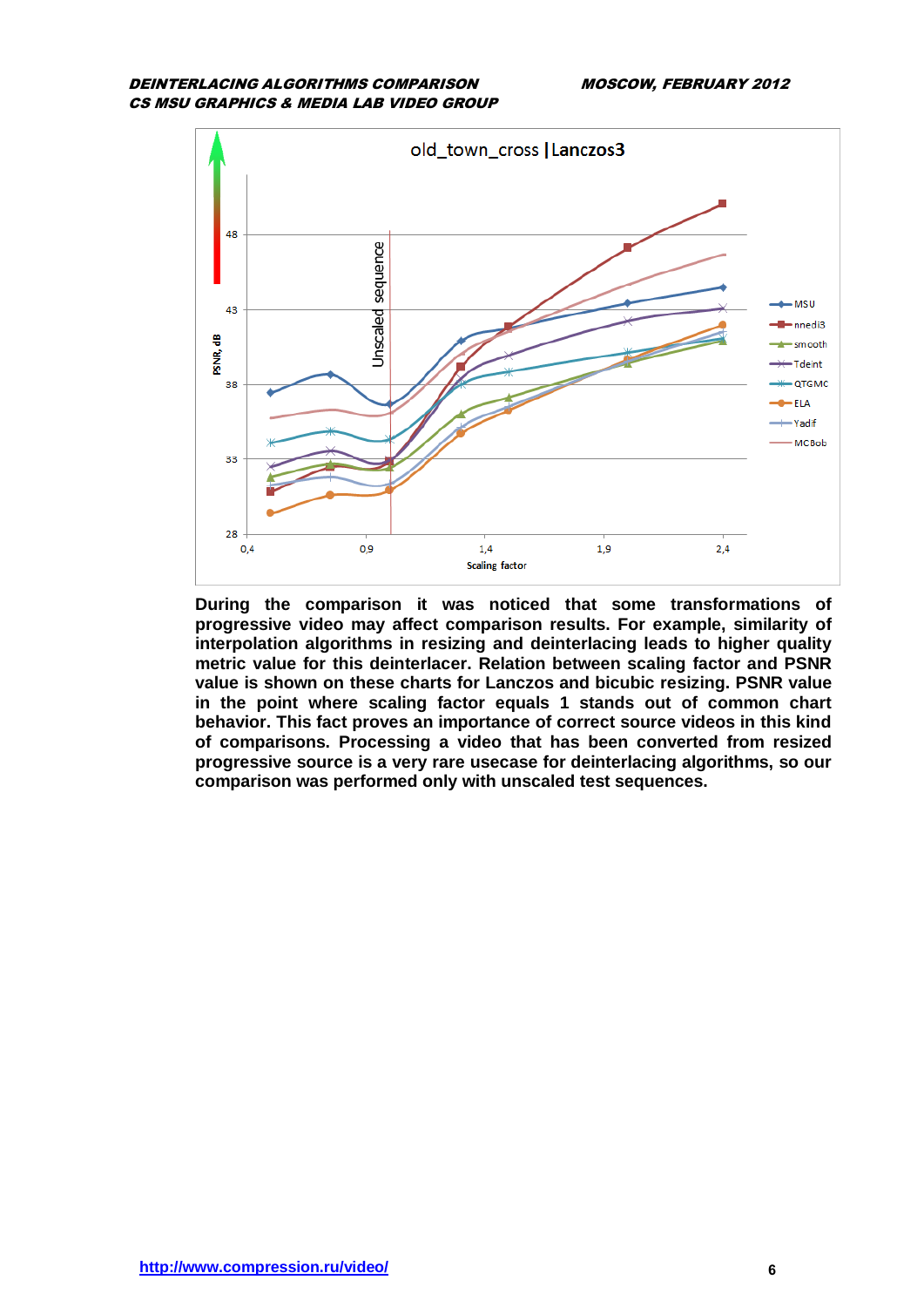During the comparison it was noticed that some transformations of progressive video may affect comparison results. For example, similarity of interpolation algorithms in resizing and deinterlacing leads to higher quality metric value for this deinterlacer. Relation between scaling factor and PSNR value is shown on these charts for Lanczos and bicubic resizing. PSNR value in the point where scaling factor equals 1 stands out of common chart behavior. This fact proves an importance of correct source videos in this kind of comparisons. Processing a video that has been converted from resized progressive source is a very rare usecase for deinterlacing algorithms, so our comparison was performed only with unscaled test sequences.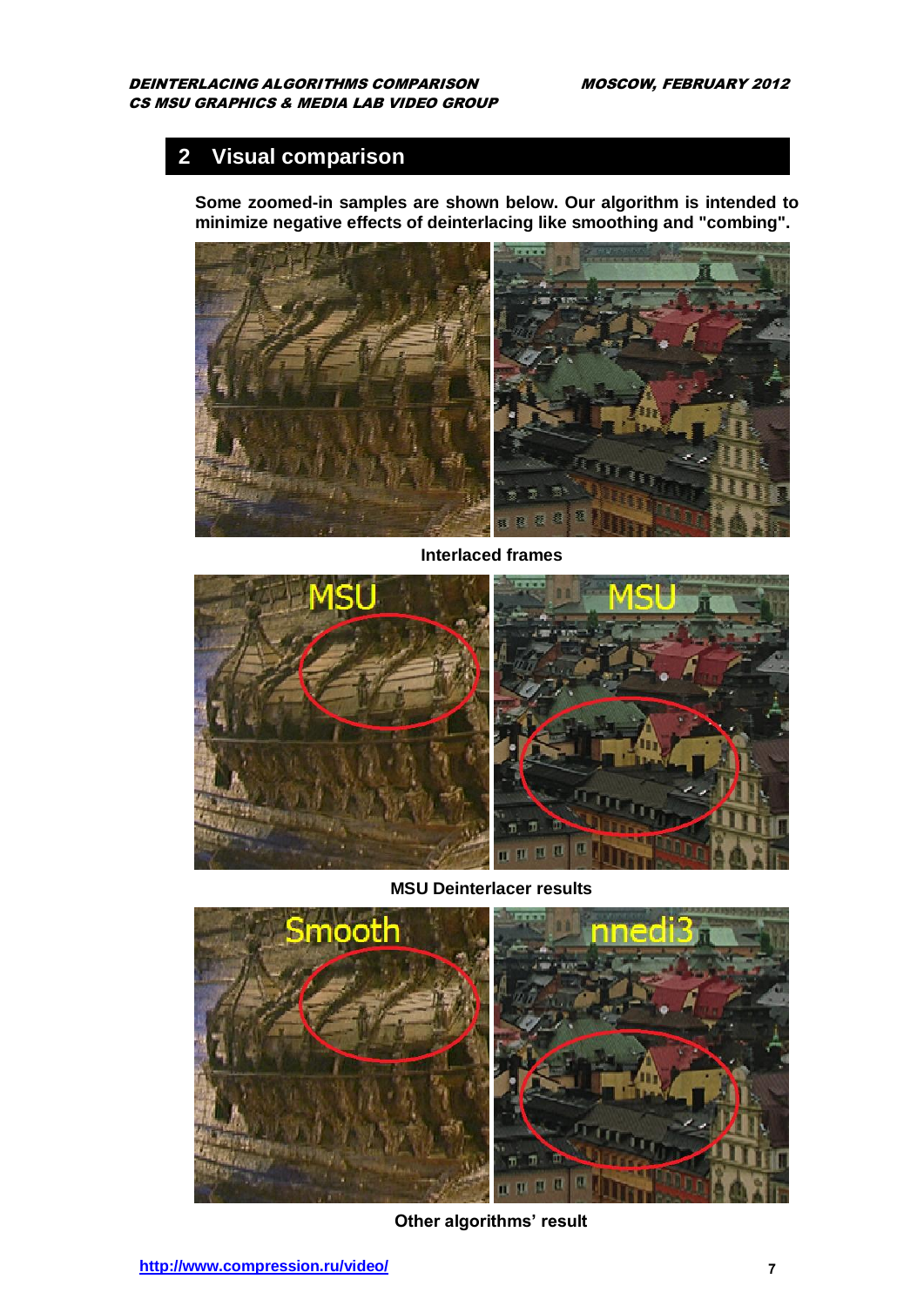## 2 Visual comparison

**Some zoomed-in samples are shown below. Our algorithm is intended to minimize negative effects of deinterlacing like smoothing and "combing".**

**Interlaced frames**

**MSU Deinterlacer results**

**Other algorithms' result**

**http://www.compression.ru/video/**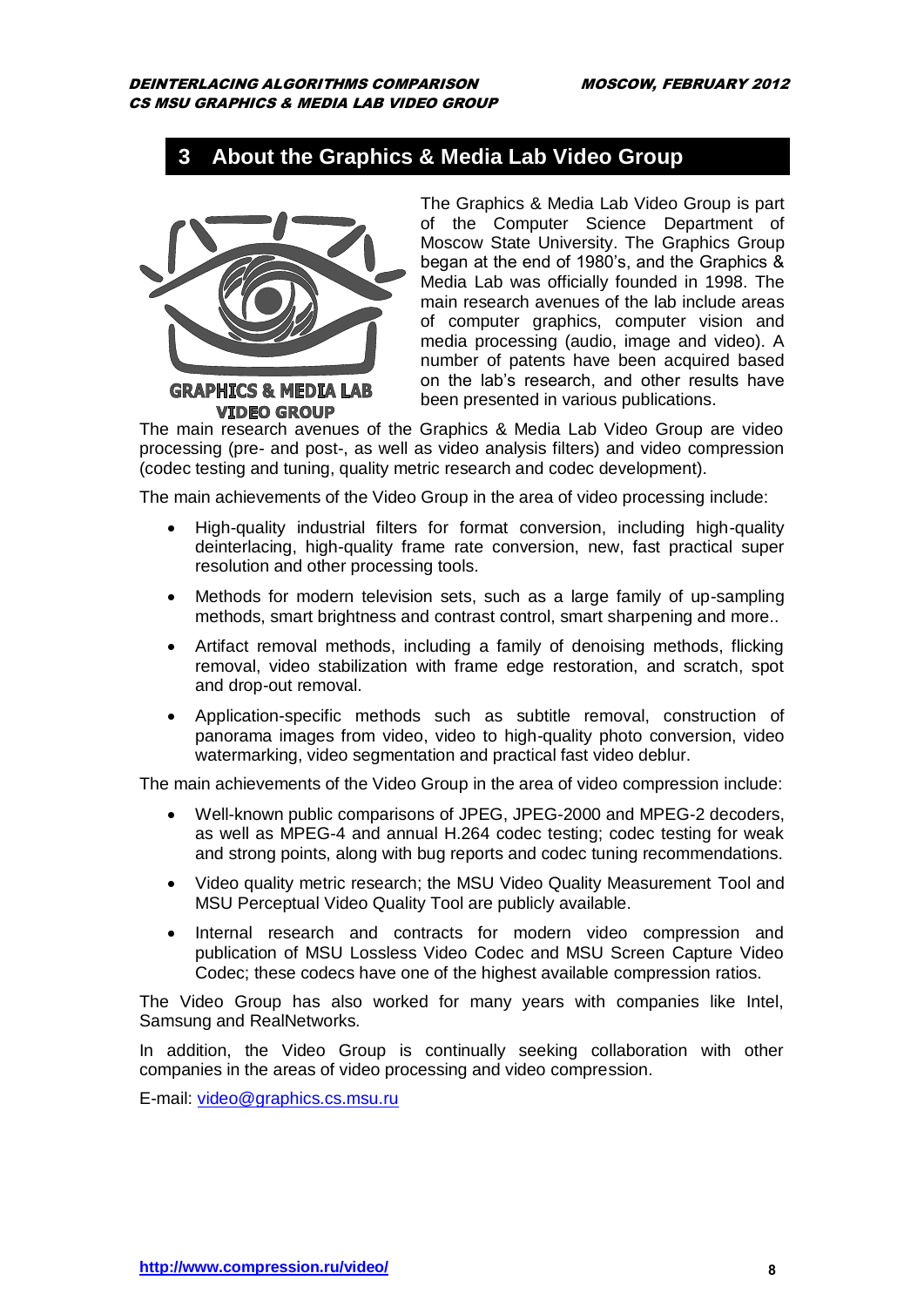## 3 About the Graphics & Media Lab Video Group

GRAPHICS & MEDIA LAB
VIDEO GROUP

The Graphics & Media Lab Video Group is part of the Computer Science Department of Moscow State University. The Graphics Group began at the end of 1980's, and the Graphics & Media Lab was officially founded in 1998. The main research avenues of the lab include areas of computer graphics, computer vision and media processing (audio, image and video). A number of patents have been acquired based on the lab's research, and other results have been presented in various publications.

The main research avenues of the Graphics & Media Lab Video Group are video processing (pre- and post-, as well as video analysis filters) and video compression (codec testing and tuning, quality metric research and codec development).

The main achievements of the Video Group in the area of video processing include:

- High-quality industrial filters for format conversion, including high-quality deinterlacing, high-quality frame rate conversion, new, fast practical super resolution and other processing tools.
- Methods for modern television sets, such as a large family of up-sampling methods, smart brightness and contrast control, smart sharpening and more..
- Artifact removal methods, including a family of denoising methods, flicking removal, video stabilization with frame edge restoration, and scratch, spot and drop-out removal.
- Application-specific methods such as subtitle removal, construction of panorama images from video, video to high-quality photo conversion, video watermarking, video segmentation and practical fast video deblur.

The main achievements of the Video Group in the area of video compression include:

- Well-known public comparisons of JPEG, JPEG-2000 and MPEG-2 decoders, as well as MPEG-4 and annual H.264 codec testing; codec testing for weak and strong points, along with bug reports and codec tuning recommendations.
- Video quality metric research; the MSU Video Quality Measurement Tool and MSU Perceptual Video Quality Tool are publicly available.
- Internal research and contracts for modern video compression and publication of MSU Lossless Video Codec and MSU Screen Capture Video Codec; these codecs have one of the highest available compression ratios.

The Video Group has also worked for many years with companies like Intel, Samsung and RealNetworks.

In addition, the Video Group is continually seeking collaboration with other companies in the areas of video processing and video compression.

E-mail: video@graphics.cs.msu.ru